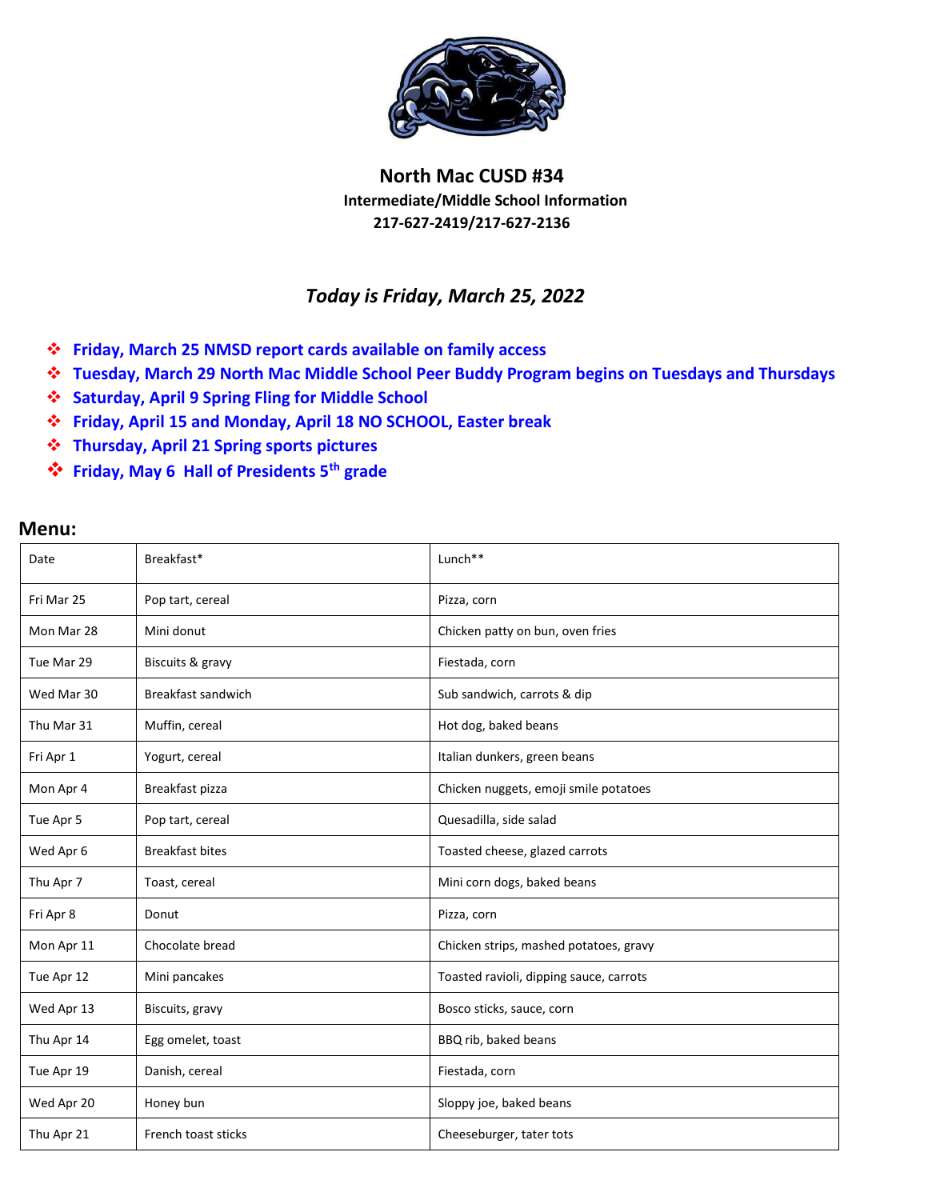# North Mac CUSD #34

**Intermediate/Middle School Information**

**217-627-2419/217-627-2136**

***Today is Friday, March 25, 2022***

- **Friday, March 25 NMSD report cards available on family access**
- **Tuesday, March 29 North Mac Middle School Peer Buddy Program begins on Tuesdays and Thursdays**
- **Saturday, April 9 Spring Fling for Middle School**
- **Friday, April 15 and Monday, April 18 NO SCHOOL, Easter break**
- **Thursday, April 21 Spring sports pictures**
- **Friday, May 6 Hall of Presidents 5th grade**

## Menu:

| Date | Breakfast* | Lunch** |
|---|---|---|
| Fri Mar 25 | Pop tart, cereal | Pizza, corn |
| Mon Mar 28 | Mini donut | Chicken patty on bun, oven fries |
| Tue Mar 29 | Biscuits & gravy | Fiestada, corn |
| Wed Mar 30 | Breakfast sandwich | Sub sandwich, carrots & dip |
| Thu Mar 31 | Muffin, cereal | Hot dog, baked beans |
| Fri Apr 1 | Yogurt, cereal | Italian dunkers, green beans |
| Mon Apr 4 | Breakfast pizza | Chicken nuggets, emoji smile potatoes |
| Tue Apr 5 | Pop tart, cereal | Quesadilla, side salad |
| Wed Apr 6 | Breakfast bites | Toasted cheese, glazed carrots |
| Thu Apr 7 | Toast, cereal | Mini corn dogs, baked beans |
| Fri Apr 8 | Donut | Pizza, corn |
| Mon Apr 11 | Chocolate bread | Chicken strips, mashed potatoes, gravy |
| Tue Apr 12 | Mini pancakes | Toasted ravioli, dipping sauce, carrots |
| Wed Apr 13 | Biscuits, gravy | Bosco sticks, sauce, corn |
| Thu Apr 14 | Egg omelet, toast | BBQ rib, baked beans |
| Tue Apr 19 | Danish, cereal | Fiestada, corn |
| Wed Apr 20 | Honey bun | Sloppy joe, baked beans |
| Thu Apr 21 | French toast sticks | Cheeseburger, tater tots |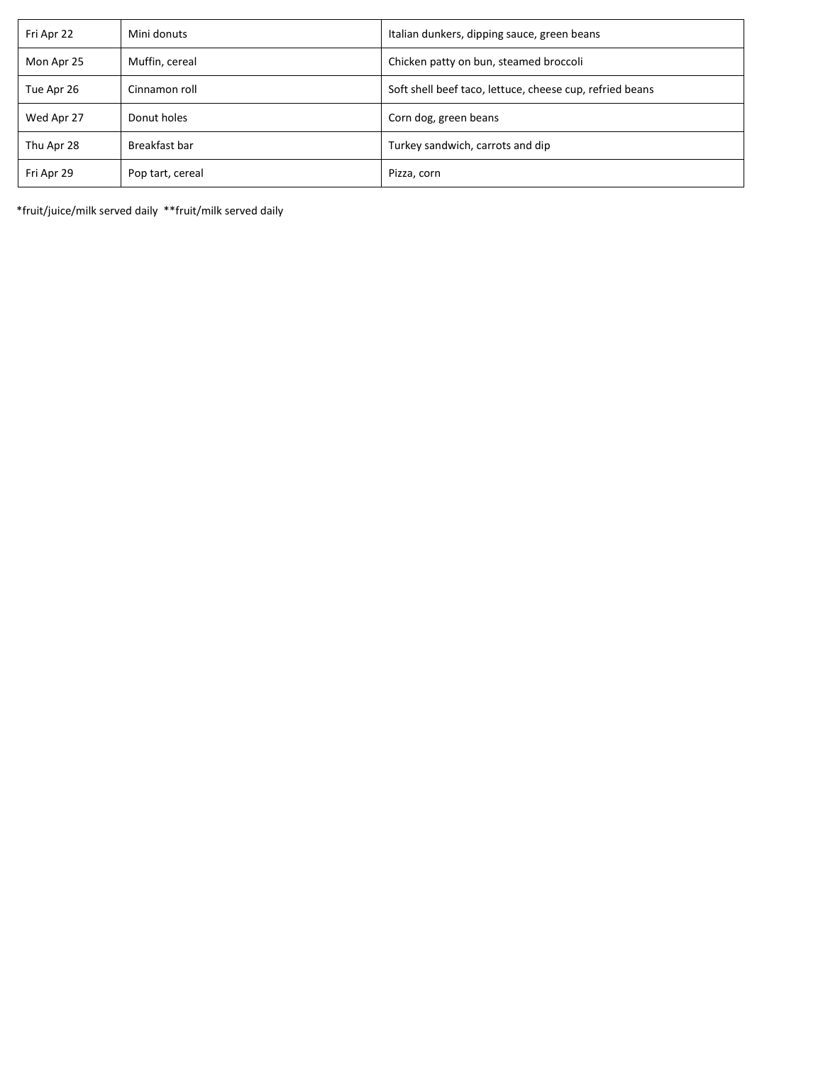| | | |
|---|---|---|
| Fri Apr 22 | Mini donuts | Italian dunkers, dipping sauce, green beans |
| Mon Apr 25 | Muffin, cereal | Chicken patty on bun, steamed broccoli |
| Tue Apr 26 | Cinnamon roll | Soft shell beef taco, lettuce, cheese cup, refried beans |
| Wed Apr 27 | Donut holes | Corn dog, green beans |
| Thu Apr 28 | Breakfast bar | Turkey sandwich, carrots and dip |
| Fri Apr 29 | Pop tart, cereal | Pizza, corn |

*fruit/juice/milk served daily **fruit/milk served daily